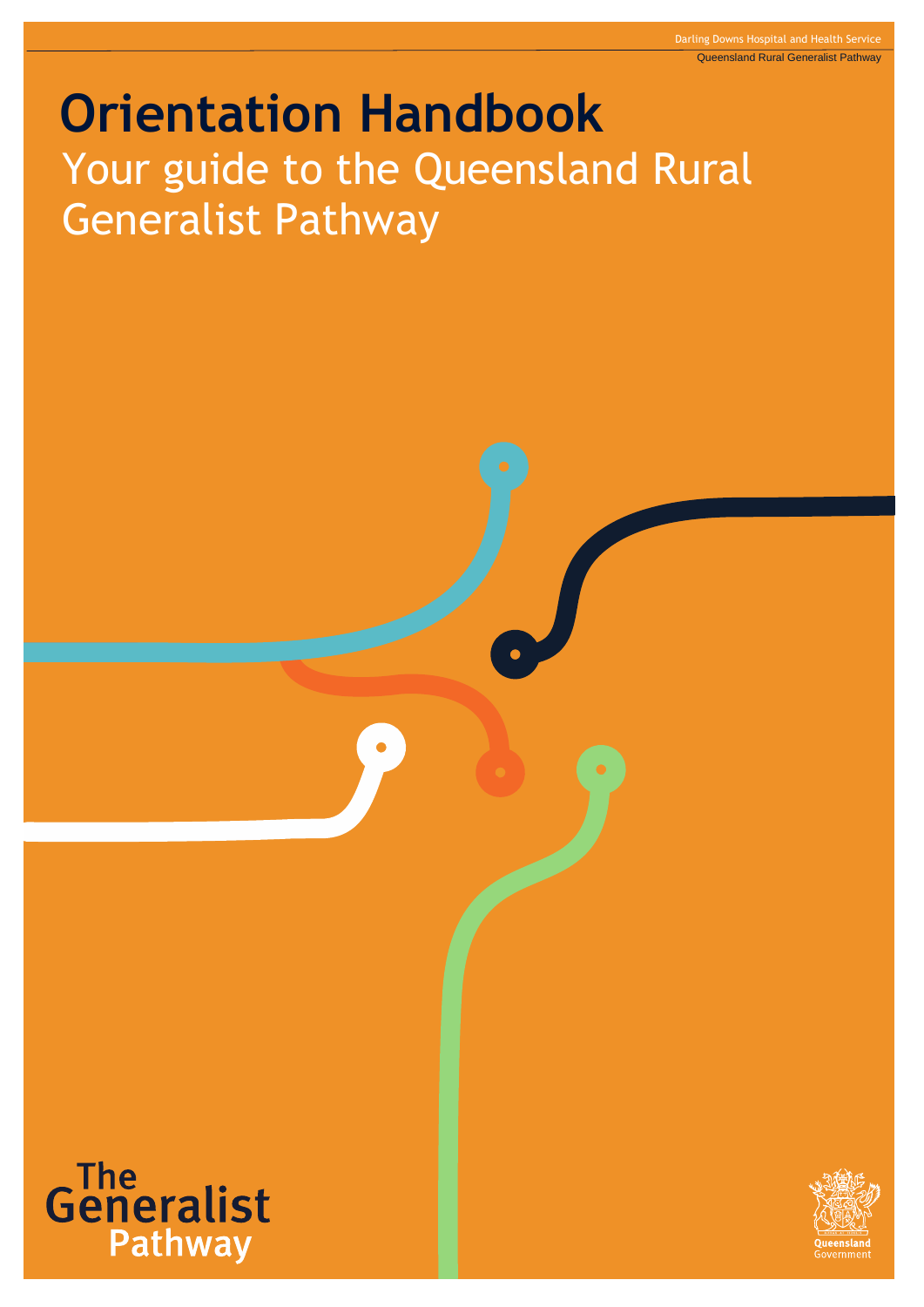Darling Downs Hospital and Health Service

Queensland Rural Generalist Pathway

# Orientation Handbook

## Your guide to the Queensland Rural Generalist Pathway

The Generalist Pathway

Queensland Government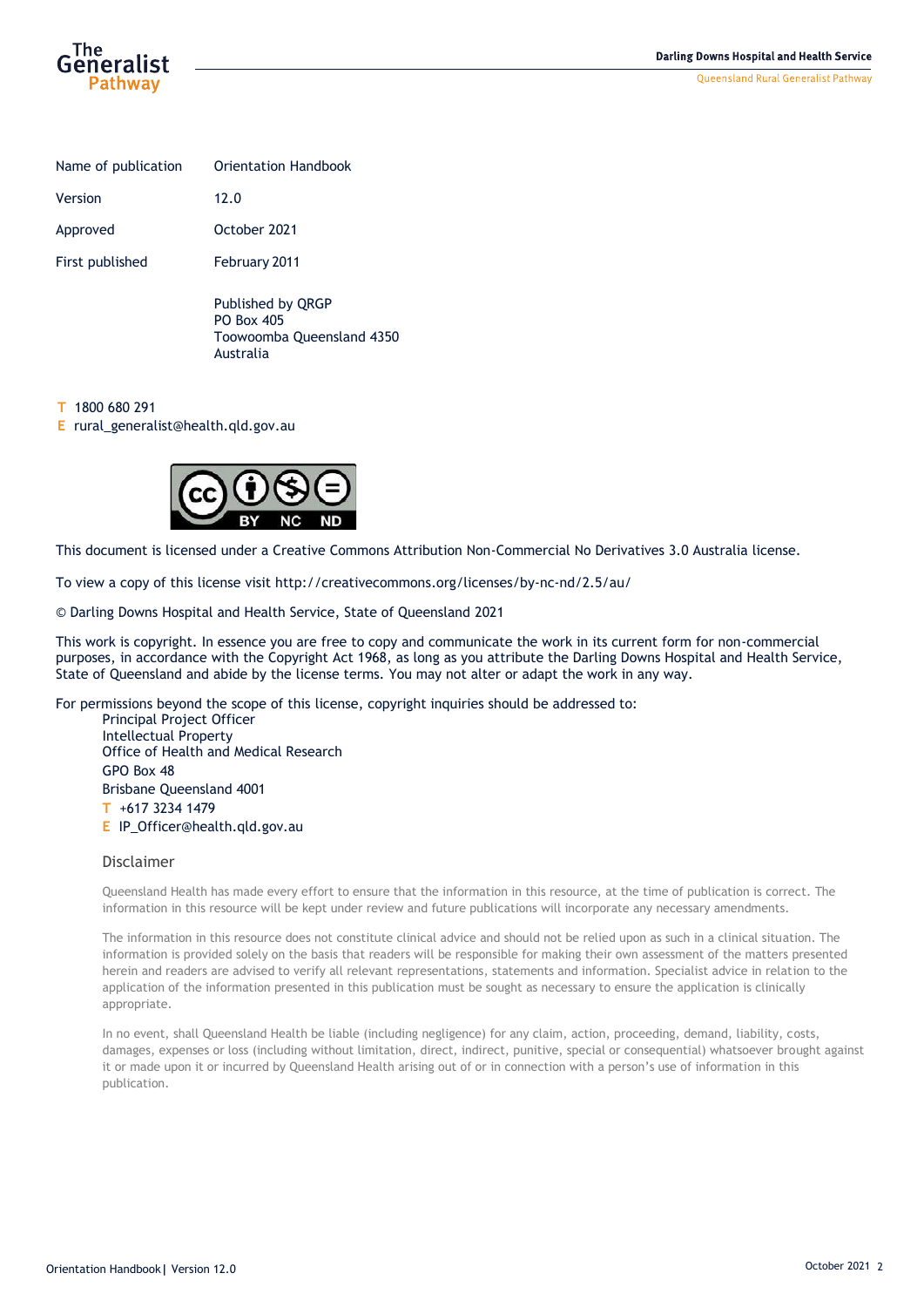| Name of publication | Orientation Handbook |
|---|---|
| Version | 12.0 |
| Approved | October 2021 |
| First published | February 2011 |

Published by QRGP
PO Box 405
Toowoomba Queensland 4350
Australia

T 1800 680 291
E rural_generalist@health.qld.gov.au

This document is licensed under a Creative Commons Attribution Non-Commercial No Derivatives 3.0 Australia license.

To view a copy of this license visit http://creativecommons.org/licenses/by-nc-nd/2.5/au/

© Darling Downs Hospital and Health Service, State of Queensland 2021

This work is copyright. In essence you are free to copy and communicate the work in its current form for non-commercial purposes, in accordance with the Copyright Act 1968, as long as you attribute the Darling Downs Hospital and Health Service, State of Queensland and abide by the license terms. You may not alter or adapt the work in any way.

For permissions beyond the scope of this license, copyright inquiries should be addressed to:

Principal Project Officer
Intellectual Property
Office of Health and Medical Research
GPO Box 48
Brisbane Queensland 4001
T +617 3234 1479
E IP_Officer@health.qld.gov.au

## Disclaimer

Queensland Health has made every effort to ensure that the information in this resource, at the time of publication is correct. The information in this resource will be kept under review and future publications will incorporate any necessary amendments.

The information in this resource does not constitute clinical advice and should not be relied upon as such in a clinical situation. The information is provided solely on the basis that readers will be responsible for making their own assessment of the matters presented herein and readers are advised to verify all relevant representations, statements and information. Specialist advice in relation to the application of the information presented in this publication must be sought as necessary to ensure the application is clinically appropriate.

In no event, shall Queensland Health be liable (including negligence) for any claim, action, proceeding, demand, liability, costs, damages, expenses or loss (including without limitation, direct, indirect, punitive, special or consequential) whatsoever brought against it or made upon it or incurred by Queensland Health arising out of or in connection with a person's use of information in this publication.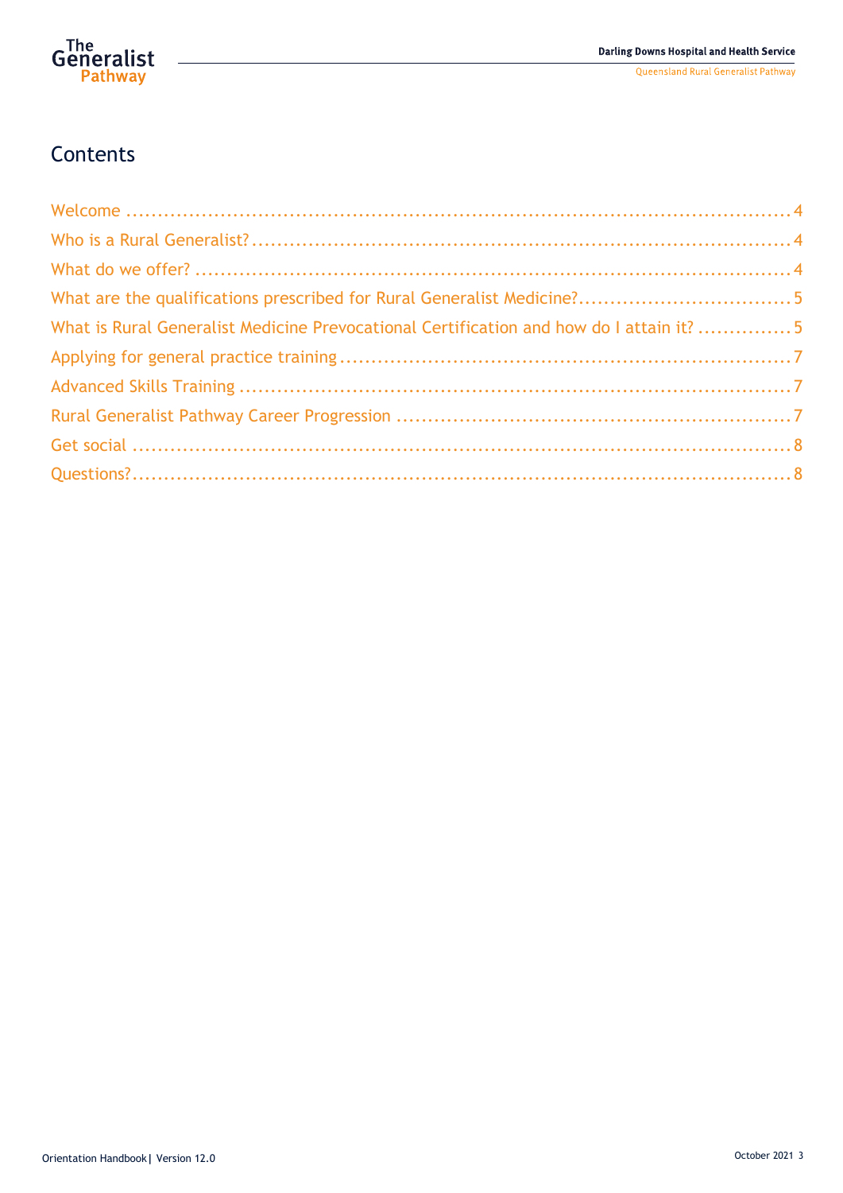# Contents

Welcome .......................................................................................................4

Who is a Rural Generalist?.............................................................................4

What do we offer? ........................................................................................4

What are the qualifications prescribed for Rural Generalist Medicine?.................................5

What is Rural Generalist Medicine Prevocational Certification and how do I attain it? ...............5

Applying for general practice training ...............................................................7

Advanced Skills Training .................................................................................7

Rural Generalist Pathway Career Progression .......................................................7

Get social ....................................................................................................8

Questions?....................................................................................................8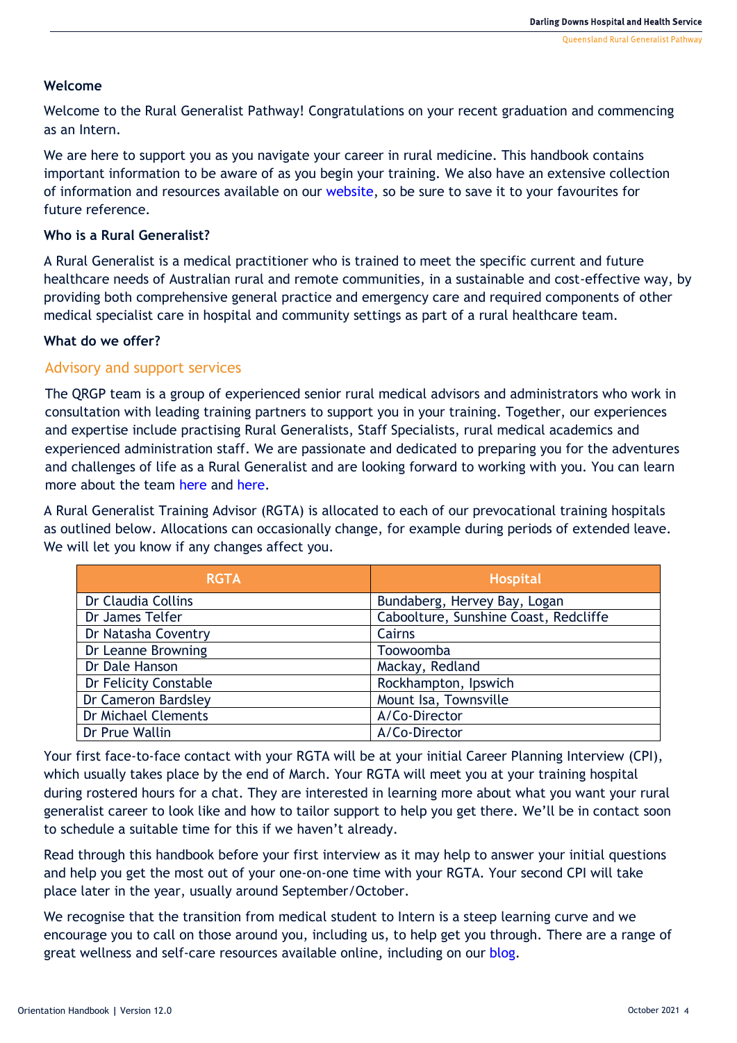## Welcome

Welcome to the Rural Generalist Pathway! Congratulations on your recent graduation and commencing as an Intern.

We are here to support you as you navigate your career in rural medicine. This handbook contains important information to be aware of as you begin your training. We also have an extensive collection of information and resources available on our website, so be sure to save it to your favourites for future reference.

## Who is a Rural Generalist?

A Rural Generalist is a medical practitioner who is trained to meet the specific current and future healthcare needs of Australian rural and remote communities, in a sustainable and cost-effective way, by providing both comprehensive general practice and emergency care and required components of other medical specialist care in hospital and community settings as part of a rural healthcare team.

## What do we offer?

### Advisory and support services

The QRGP team is a group of experienced senior rural medical advisors and administrators who work in consultation with leading training partners to support you in your training. Together, our experiences and expertise include practising Rural Generalists, Staff Specialists, rural medical academics and experienced administration staff. We are passionate and dedicated to preparing you for the adventures and challenges of life as a Rural Generalist and are looking forward to working with you. You can learn more about the team here and here.

A Rural Generalist Training Advisor (RGTA) is allocated to each of our prevocational training hospitals as outlined below. Allocations can occasionally change, for example during periods of extended leave. We will let you know if any changes affect you.

| RGTA | Hospital |
|---|---|
| Dr Claudia Collins | Bundaberg, Hervey Bay, Logan |
| Dr James Telfer | Caboolture, Sunshine Coast, Redcliffe |
| Dr Natasha Coventry | Cairns |
| Dr Leanne Browning | Toowoomba |
| Dr Dale Hanson | Mackay, Redland |
| Dr Felicity Constable | Rockhampton, Ipswich |
| Dr Cameron Bardsley | Mount Isa, Townsville |
| Dr Michael Clements | A/Co-Director |
| Dr Prue Wallin | A/Co-Director |

Your first face-to-face contact with your RGTA will be at your initial Career Planning Interview (CPI), which usually takes place by the end of March. Your RGTA will meet you at your training hospital during rostered hours for a chat. They are interested in learning more about what you want your rural generalist career to look like and how to tailor support to help you get there. We'll be in contact soon to schedule a suitable time for this if we haven't already.

Read through this handbook before your first interview as it may help to answer your initial questions and help you get the most out of your one-on-one time with your RGTA. Your second CPI will take place later in the year, usually around September/October.

We recognise that the transition from medical student to Intern is a steep learning curve and we encourage you to call on those around you, including us, to help get you through. There are a range of great wellness and self-care resources available online, including on our blog.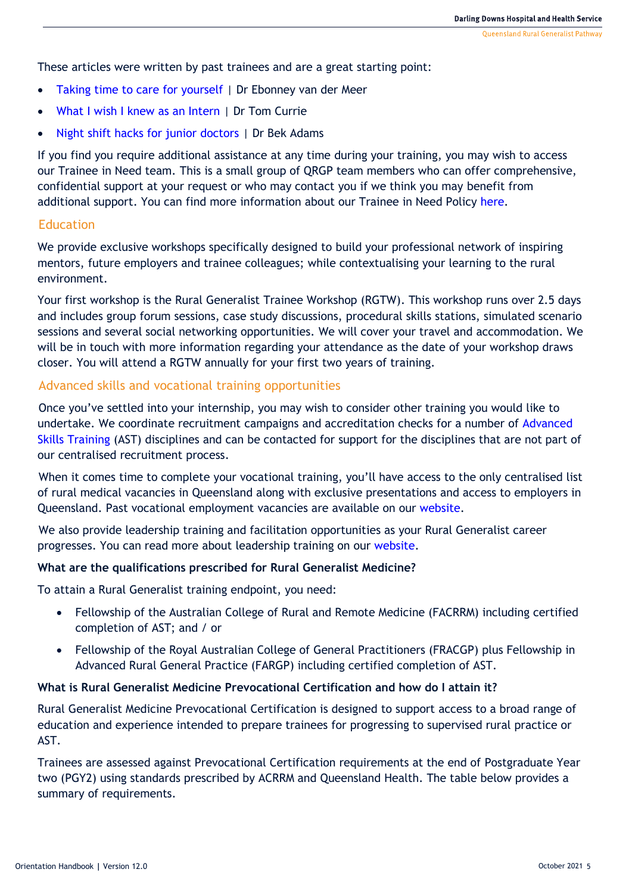These articles were written by past trainees and are a great starting point:

- Taking time to care for yourself | Dr Ebonney van der Meer
- What I wish I knew as an Intern | Dr Tom Currie
- Night shift hacks for junior doctors | Dr Bek Adams

If you find you require additional assistance at any time during your training, you may wish to access our Trainee in Need team. This is a small group of QRGP team members who can offer comprehensive, confidential support at your request or who may contact you if we think you may benefit from additional support. You can find more information about our Trainee in Need Policy here.

## Education

We provide exclusive workshops specifically designed to build your professional network of inspiring mentors, future employers and trainee colleagues; while contextualising your learning to the rural environment.

Your first workshop is the Rural Generalist Trainee Workshop (RGTW). This workshop runs over 2.5 days and includes group forum sessions, case study discussions, procedural skills stations, simulated scenario sessions and several social networking opportunities. We will cover your travel and accommodation. We will be in touch with more information regarding your attendance as the date of your workshop draws closer. You will attend a RGTW annually for your first two years of training.

## Advanced skills and vocational training opportunities

Once you've settled into your internship, you may wish to consider other training you would like to undertake. We coordinate recruitment campaigns and accreditation checks for a number of Advanced Skills Training (AST) disciplines and can be contacted for support for the disciplines that are not part of our centralised recruitment process.

When it comes time to complete your vocational training, you'll have access to the only centralised list of rural medical vacancies in Queensland along with exclusive presentations and access to employers in Queensland. Past vocational employment vacancies are available on our website.

We also provide leadership training and facilitation opportunities as your Rural Generalist career progresses. You can read more about leadership training on our website.

**What are the qualifications prescribed for Rural Generalist Medicine?**

To attain a Rural Generalist training endpoint, you need:

- Fellowship of the Australian College of Rural and Remote Medicine (FACRRM) including certified completion of AST; and / or
- Fellowship of the Royal Australian College of General Practitioners (FRACGP) plus Fellowship in Advanced Rural General Practice (FARGP) including certified completion of AST.

**What is Rural Generalist Medicine Prevocational Certification and how do I attain it?**

Rural Generalist Medicine Prevocational Certification is designed to support access to a broad range of education and experience intended to prepare trainees for progressing to supervised rural practice or AST.

Trainees are assessed against Prevocational Certification requirements at the end of Postgraduate Year two (PGY2) using standards prescribed by ACRRM and Queensland Health. The table below provides a summary of requirements.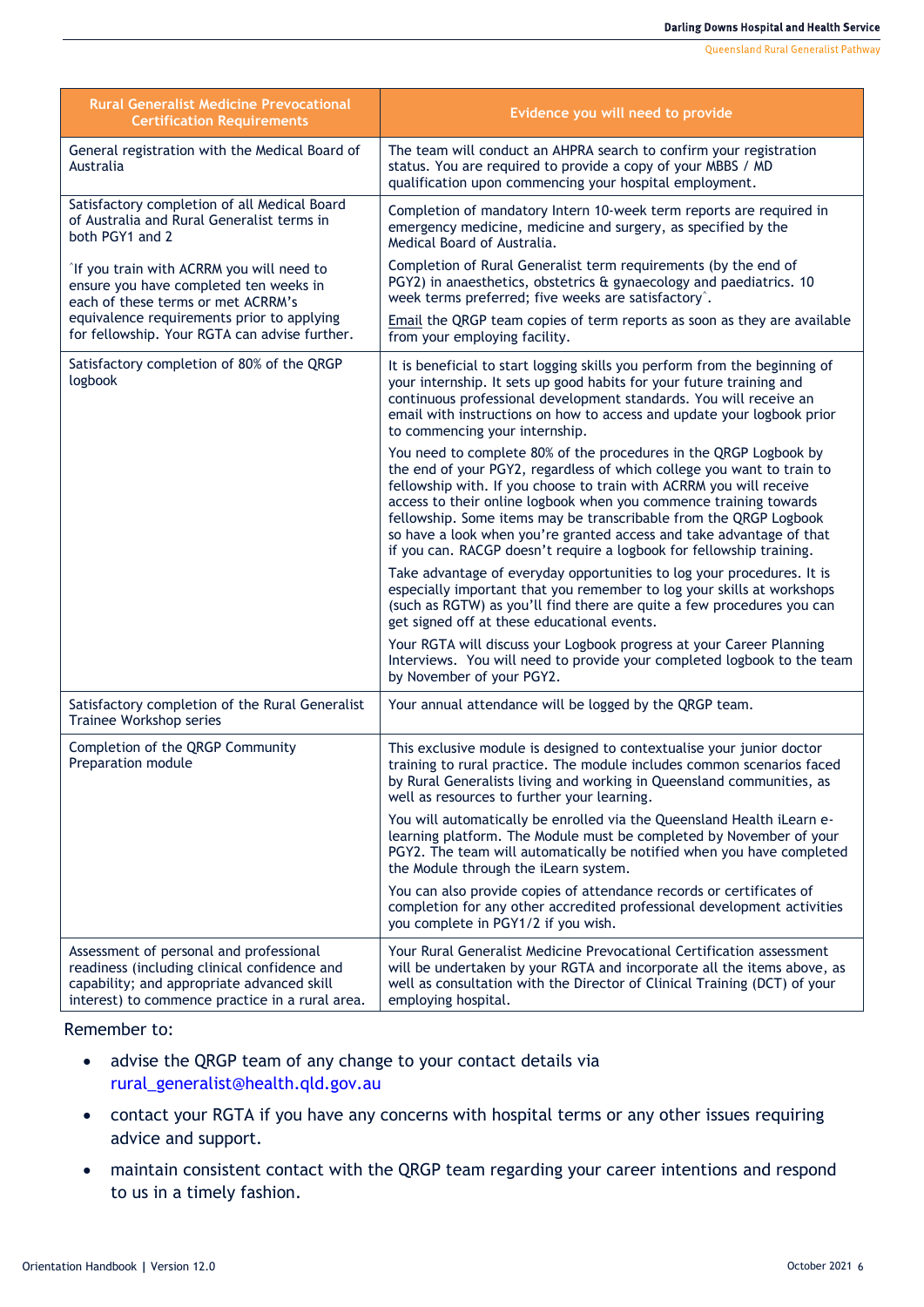| Rural Generalist Medicine Prevocational Certification Requirements | Evidence you will need to provide |
|---|---|
| General registration with the Medical Board of Australia | The team will conduct an AHPRA search to confirm your registration status. You are required to provide a copy of your MBBS / MD qualification upon commencing your hospital employment. |
| Satisfactory completion of all Medical Board of Australia and Rural Generalist terms in both PGY1 and 2<br><br>^If you train with ACRRM you will need to ensure you have completed ten weeks in each of these terms or met ACRRM's equivalence requirements prior to applying for fellowship. Your RGTA can advise further. | Completion of mandatory Intern 10-week term reports are required in emergency medicine, medicine and surgery, as specified by the Medical Board of Australia.<br><br>Completion of Rural Generalist term requirements (by the end of PGY2) in anaesthetics, obstetrics & gynaecology and paediatrics. 10 week terms preferred; five weeks are satisfactory^.<br><br>Email the QRGP team copies of term reports as soon as they are available from your employing facility. |
| Satisfactory completion of 80% of the QRGP logbook | It is beneficial to start logging skills you perform from the beginning of your internship. It sets up good habits for your future training and continuous professional development standards. You will receive an email with instructions on how to access and update your logbook prior to commencing your internship.<br><br>You need to complete 80% of the procedures in the QRGP Logbook by the end of your PGY2, regardless of which college you want to train to fellowship with. If you choose to train with ACRRM you will receive access to their online logbook when you commence training towards fellowship. Some items may be transcribable from the QRGP Logbook so have a look when you're granted access and take advantage of that if you can. RACGP doesn't require a logbook for fellowship training.<br><br>Take advantage of everyday opportunities to log your procedures. It is especially important that you remember to log your skills at workshops (such as RGTW) as you'll find there are quite a few procedures you can get signed off at these educational events.<br><br>Your RGTA will discuss your Logbook progress at your Career Planning Interviews. You will need to provide your completed logbook to the team by November of your PGY2. |
| Satisfactory completion of the Rural Generalist Trainee Workshop series | Your annual attendance will be logged by the QRGP team. |
| Completion of the QRGP Community Preparation module | This exclusive module is designed to contextualise your junior doctor training to rural practice. The module includes common scenarios faced by Rural Generalists living and working in Queensland communities, as well as resources to further your learning.<br><br>You will automatically be enrolled via the Queensland Health iLearn e-learning platform. The Module must be completed by November of your PGY2. The team will automatically be notified when you have completed the Module through the iLearn system.<br><br>You can also provide copies of attendance records or certificates of completion for any other accredited professional development activities you complete in PGY1/2 if you wish. |
| Assessment of personal and professional readiness (including clinical confidence and capability; and appropriate advanced skill interest) to commence practice in a rural area. | Your Rural Generalist Medicine Prevocational Certification assessment will be undertaken by your RGTA and incorporate all the items above, as well as consultation with the Director of Clinical Training (DCT) of your employing hospital. |

Remember to:

- advise the QRGP team of any change to your contact details via rural_generalist@health.qld.gov.au
- contact your RGTA if you have any concerns with hospital terms or any other issues requiring advice and support.
- maintain consistent contact with the QRGP team regarding your career intentions and respond to us in a timely fashion.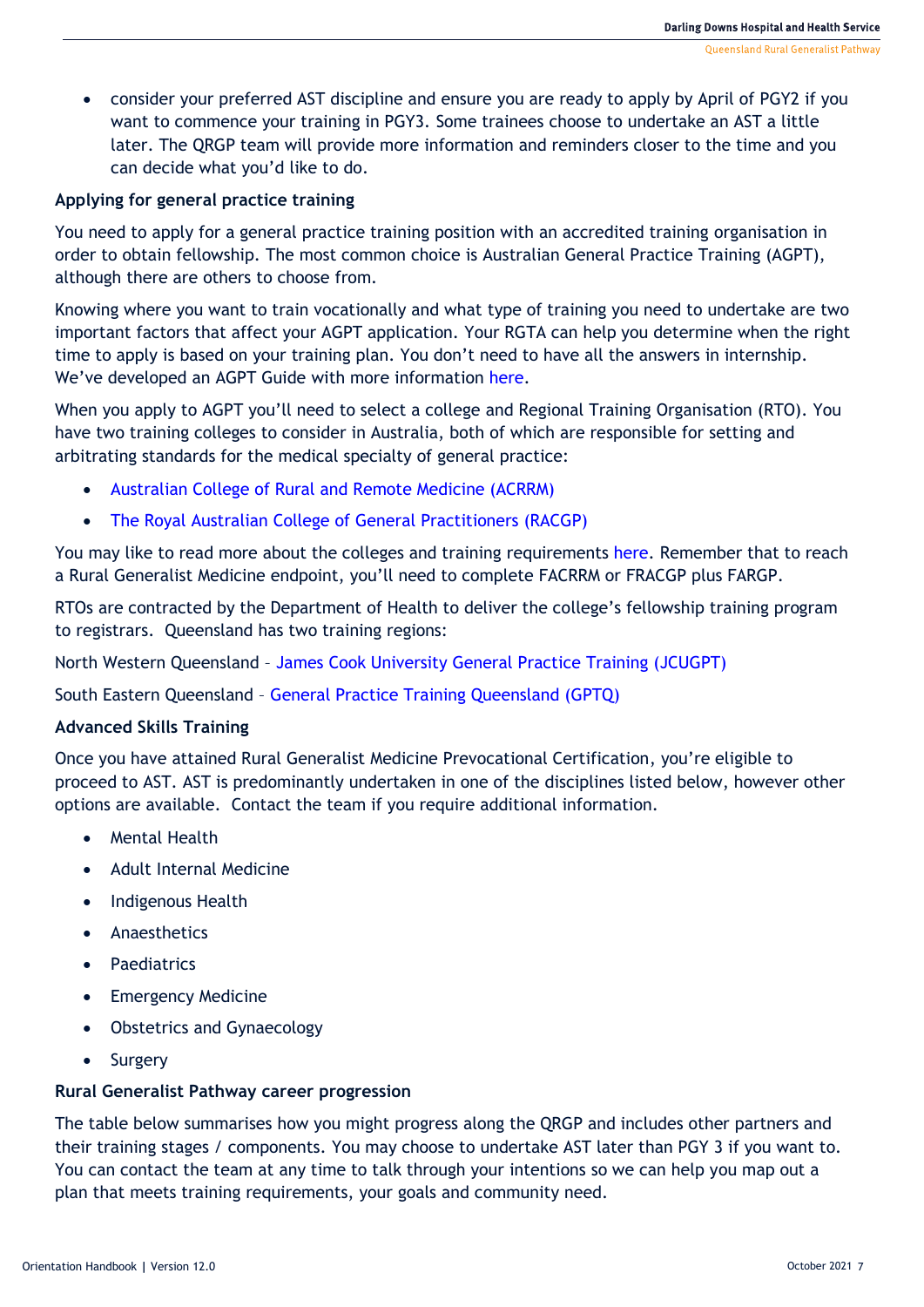- consider your preferred AST discipline and ensure you are ready to apply by April of PGY2 if you want to commence your training in PGY3. Some trainees choose to undertake an AST a little later. The QRGP team will provide more information and reminders closer to the time and you can decide what you'd like to do.

### Applying for general practice training

You need to apply for a general practice training position with an accredited training organisation in order to obtain fellowship. The most common choice is Australian General Practice Training (AGPT), although there are others to choose from.

Knowing where you want to train vocationally and what type of training you need to undertake are two important factors that affect your AGPT application. Your RGTA can help you determine when the right time to apply is based on your training plan. You don't need to have all the answers in internship. We've developed an AGPT Guide with more information here.

When you apply to AGPT you'll need to select a college and Regional Training Organisation (RTO). You have two training colleges to consider in Australia, both of which are responsible for setting and arbitrating standards for the medical specialty of general practice:

- Australian College of Rural and Remote Medicine (ACRRM)
- The Royal Australian College of General Practitioners (RACGP)

You may like to read more about the colleges and training requirements here. Remember that to reach a Rural Generalist Medicine endpoint, you'll need to complete FACRRM or FRACGP plus FARGP.

RTOs are contracted by the Department of Health to deliver the college's fellowship training program to registrars. Queensland has two training regions:

North Western Queensland – James Cook University General Practice Training (JCUGPT)

South Eastern Queensland – General Practice Training Queensland (GPTQ)

### Advanced Skills Training

Once you have attained Rural Generalist Medicine Prevocational Certification, you're eligible to proceed to AST. AST is predominantly undertaken in one of the disciplines listed below, however other options are available. Contact the team if you require additional information.

- Mental Health
- Adult Internal Medicine
- Indigenous Health
- Anaesthetics
- Paediatrics
- Emergency Medicine
- Obstetrics and Gynaecology
- Surgery

### Rural Generalist Pathway career progression

The table below summarises how you might progress along the QRGP and includes other partners and their training stages / components. You may choose to undertake AST later than PGY 3 if you want to. You can contact the team at any time to talk through your intentions so we can help you map out a plan that meets training requirements, your goals and community need.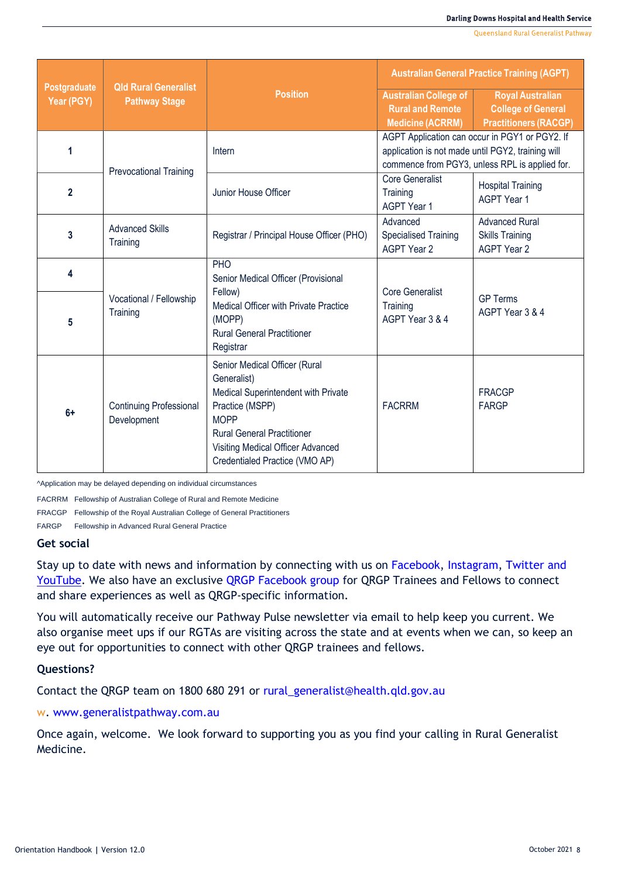| Postgraduate Year (PGY) | Qld Rural Generalist Pathway Stage | Position | Australian General Practice Training (AGPT) | |
|---|---|---|---|---|
| | | | Australian College of Rural and Remote Medicine (ACRRM) | Royal Australian College of General Practitioners (RACGP) |
| 1 | Prevocational Training | Intern | AGPT Application can occur in PGY1 or PGY2. If application is not made until PGY2, training will commence from PGY3, unless RPL is applied for. | |
| 2 | | Junior House Officer | Core Generalist Training AGPT Year 1 | Hospital Training AGPT Year 1 |
| 3 | Advanced Skills Training | Registrar / Principal House Officer (PHO) | Advanced Specialised Training AGPT Year 2 | Advanced Rural Skills Training AGPT Year 2 |
| 4 | Vocational / Fellowship Training | PHO<br>Senior Medical Officer (Provisional Fellow)<br>Medical Officer with Private Practice (MOPP)<br>Rural General Practitioner<br>Registrar | Core Generalist Training AGPT Year 3 & 4 | GP Terms AGPT Year 3 & 4 |
| 5 | | | | |
| 6+ | Continuing Professional Development | Senior Medical Officer (Rural Generalist)<br>Medical Superintendent with Private Practice (MSPP)<br>MOPP<br>Rural General Practitioner<br>Visiting Medical Officer Advanced Credentialed Practice (VMO AP) | FACRRM | FRACGP<br>FARGP |

^Application may be delayed depending on individual circumstances

FACRRM Fellowship of Australian College of Rural and Remote Medicine

FRACGP Fellowship of the Royal Australian College of General Practitioners

FARGP Fellowship in Advanced Rural General Practice

### Get social

Stay up to date with news and information by connecting with us on Facebook, Instagram, Twitter and YouTube. We also have an exclusive QRGP Facebook group for QRGP Trainees and Fellows to connect and share experiences as well as QRGP-specific information.

You will automatically receive our Pathway Pulse newsletter via email to help keep you current. We also organise meet ups if our RGTAs are visiting across the state and at events when we can, so keep an eye out for opportunities to connect with other QRGP trainees and fellows.

### Questions?

Contact the QRGP team on 1800 680 291 or rural_generalist@health.qld.gov.au

w. www.generalistpathway.com.au

Once again, welcome. We look forward to supporting you as you find your calling in Rural Generalist Medicine.